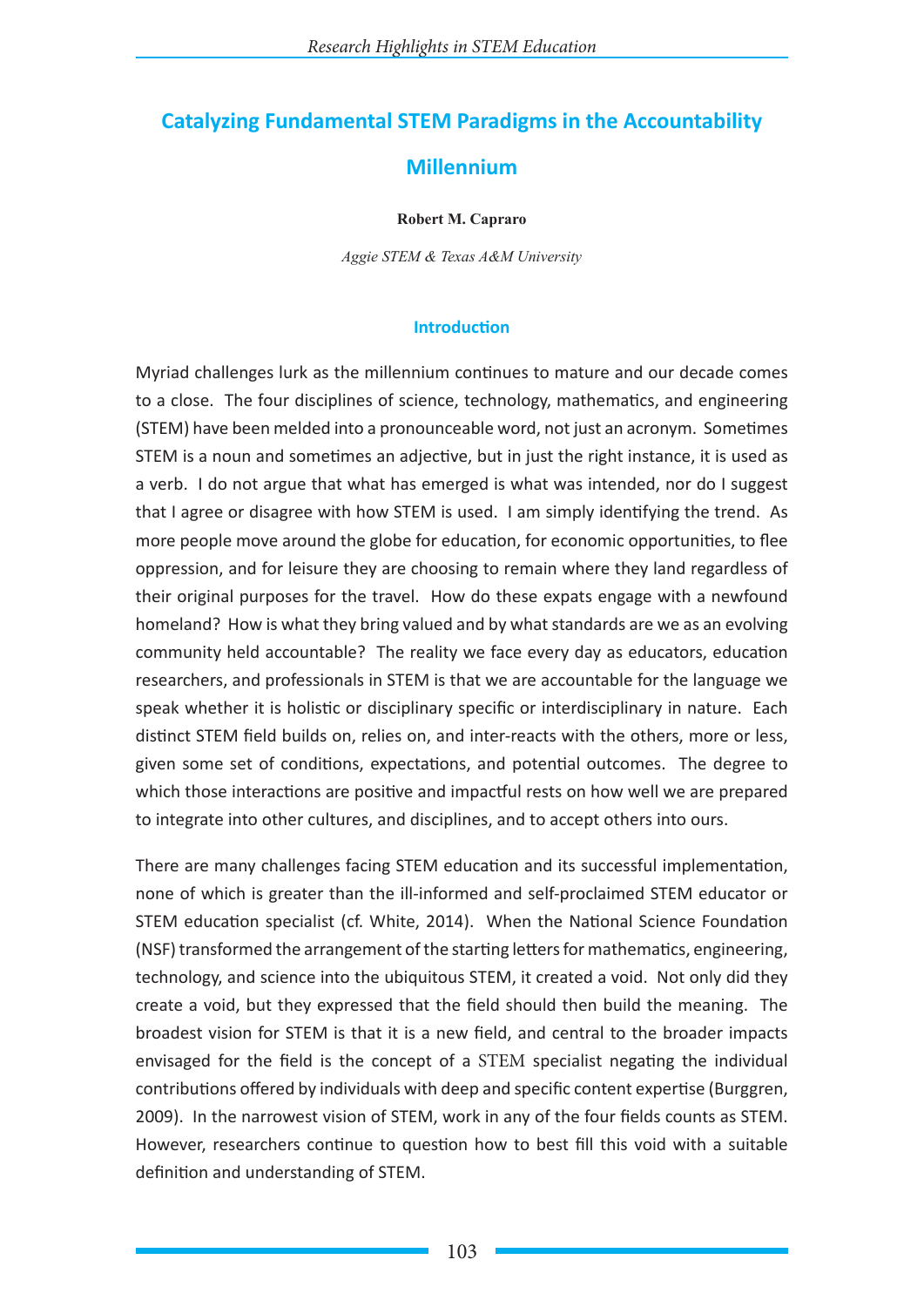# Catalyzing Fundamental STEM Paradigms in the Accountability Millennium

**Robert M. Capraro**

*Aggie STEM & Texas A&M University*

## Introduction

Myriad challenges lurk as the millennium continues to mature and our decade comes to a close. The four disciplines of science, technology, mathematics, and engineering (STEM) have been melded into a pronounceable word, not just an acronym. Sometimes STEM is a noun and sometimes an adjective, but in just the right instance, it is used as a verb. I do not argue that what has emerged is what was intended, nor do I suggest that I agree or disagree with how STEM is used. I am simply identifying the trend. As more people move around the globe for education, for economic opportunities, to flee oppression, and for leisure they are choosing to remain where they land regardless of their original purposes for the travel. How do these expats engage with a newfound homeland? How is what they bring valued and by what standards are we as an evolving community held accountable? The reality we face every day as educators, education researchers, and professionals in STEM is that we are accountable for the language we speak whether it is holistic or disciplinary specific or interdisciplinary in nature. Each distinct STEM field builds on, relies on, and inter-reacts with the others, more or less, given some set of conditions, expectations, and potential outcomes. The degree to which those interactions are positive and impactful rests on how well we are prepared to integrate into other cultures, and disciplines, and to accept others into ours.

There are many challenges facing STEM education and its successful implementation, none of which is greater than the ill-informed and self-proclaimed STEM educator or STEM education specialist (cf. White, 2014). When the National Science Foundation (NSF) transformed the arrangement of the starting letters for mathematics, engineering, technology, and science into the ubiquitous STEM, it created a void. Not only did they create a void, but they expressed that the field should then build the meaning. The broadest vision for STEM is that it is a new field, and central to the broader impacts envisaged for the field is the concept of a STEM specialist negating the individual contributions offered by individuals with deep and specific content expertise (Burggren, 2009). In the narrowest vision of STEM, work in any of the four fields counts as STEM. However, researchers continue to question how to best fill this void with a suitable definition and understanding of STEM.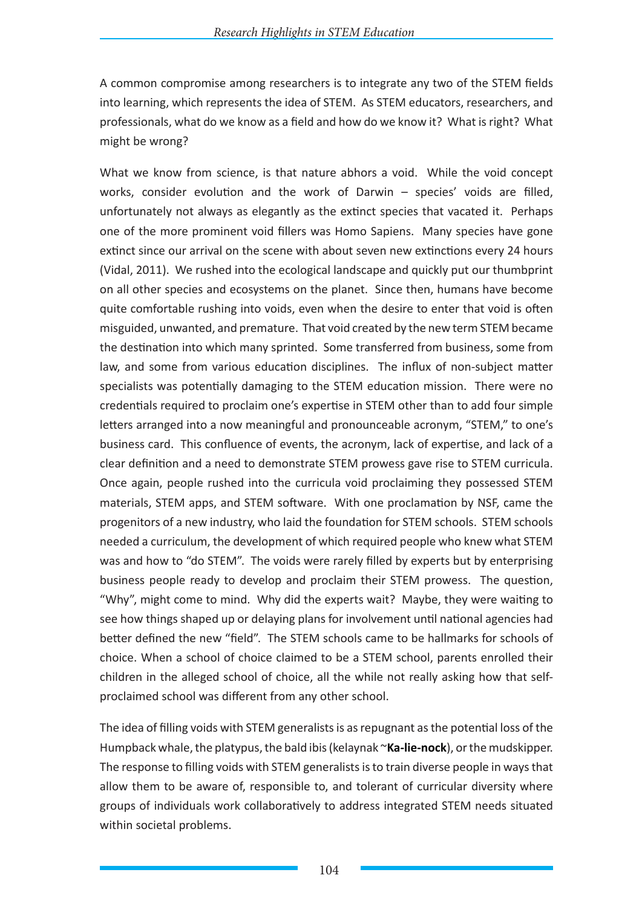A common compromise among researchers is to integrate any two of the STEM fields into learning, which represents the idea of STEM. As STEM educators, researchers, and professionals, what do we know as a field and how do we know it? What is right? What might be wrong?

What we know from science, is that nature abhors a void. While the void concept works, consider evolution and the work of Darwin – species' voids are filled, unfortunately not always as elegantly as the extinct species that vacated it. Perhaps one of the more prominent void fillers was Homo Sapiens. Many species have gone extinct since our arrival on the scene with about seven new extinctions every 24 hours (Vidal, 2011). We rushed into the ecological landscape and quickly put our thumbprint on all other species and ecosystems on the planet. Since then, humans have become quite comfortable rushing into voids, even when the desire to enter that void is often misguided, unwanted, and premature. That void created by the new term STEM became the destination into which many sprinted. Some transferred from business, some from law, and some from various education disciplines. The influx of non-subject matter specialists was potentially damaging to the STEM education mission. There were no credentials required to proclaim one's expertise in STEM other than to add four simple letters arranged into a now meaningful and pronounceable acronym, "STEM," to one's business card. This confluence of events, the acronym, lack of expertise, and lack of a clear definition and a need to demonstrate STEM prowess gave rise to STEM curricula. Once again, people rushed into the curricula void proclaiming they possessed STEM materials, STEM apps, and STEM software. With one proclamation by NSF, came the progenitors of a new industry, who laid the foundation for STEM schools. STEM schools needed a curriculum, the development of which required people who knew what STEM was and how to "do STEM". The voids were rarely filled by experts but by enterprising business people ready to develop and proclaim their STEM prowess. The question, "Why", might come to mind. Why did the experts wait? Maybe, they were waiting to see how things shaped up or delaying plans for involvement until national agencies had better defined the new "field". The STEM schools came to be hallmarks for schools of choice. When a school of choice claimed to be a STEM school, parents enrolled their children in the alleged school of choice, all the while not really asking how that self-proclaimed school was different from any other school.

The idea of filling voids with STEM generalists is as repugnant as the potential loss of the Humpback whale, the platypus, the bald ibis (kelaynak ~**Ka-lie-nock**), or the mudskipper. The response to filling voids with STEM generalists is to train diverse people in ways that allow them to be aware of, responsible to, and tolerant of curricular diversity where groups of individuals work collaboratively to address integrated STEM needs situated within societal problems.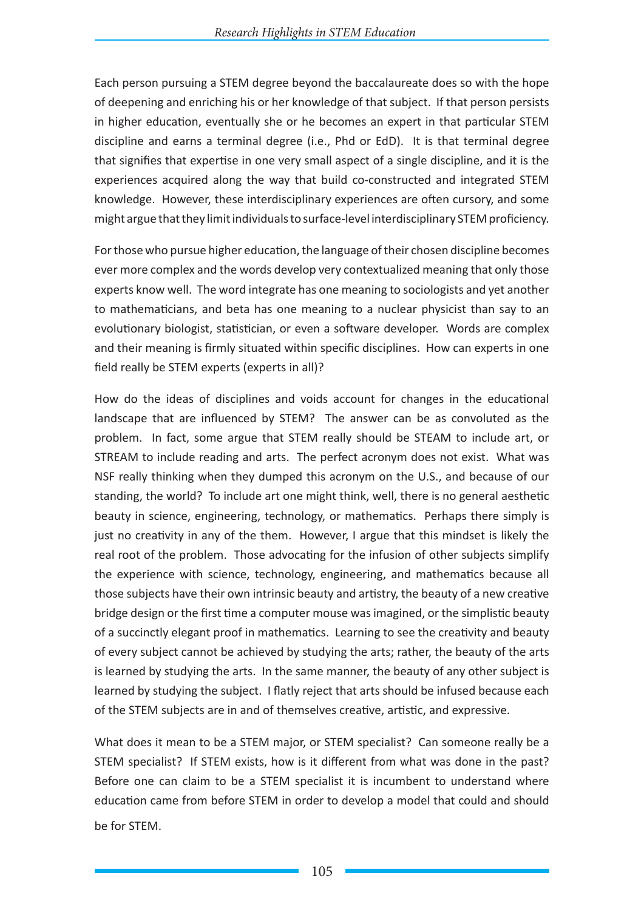Each person pursuing a STEM degree beyond the baccalaureate does so with the hope of deepening and enriching his or her knowledge of that subject. If that person persists in higher education, eventually she or he becomes an expert in that particular STEM discipline and earns a terminal degree (i.e., Phd or EdD). It is that terminal degree that signifies that expertise in one very small aspect of a single discipline, and it is the experiences acquired along the way that build co-constructed and integrated STEM knowledge. However, these interdisciplinary experiences are often cursory, and some might argue that they limit individuals to surface-level interdisciplinary STEM proficiency.

For those who pursue higher education, the language of their chosen discipline becomes ever more complex and the words develop very contextualized meaning that only those experts know well. The word integrate has one meaning to sociologists and yet another to mathematicians, and beta has one meaning to a nuclear physicist than say to an evolutionary biologist, statistician, or even a software developer. Words are complex and their meaning is firmly situated within specific disciplines. How can experts in one field really be STEM experts (experts in all)?

How do the ideas of disciplines and voids account for changes in the educational landscape that are influenced by STEM? The answer can be as convoluted as the problem. In fact, some argue that STEM really should be STEAM to include art, or STREAM to include reading and arts. The perfect acronym does not exist. What was NSF really thinking when they dumped this acronym on the U.S., and because of our standing, the world? To include art one might think, well, there is no general aesthetic beauty in science, engineering, technology, or mathematics. Perhaps there simply is just no creativity in any of the them. However, I argue that this mindset is likely the real root of the problem. Those advocating for the infusion of other subjects simplify the experience with science, technology, engineering, and mathematics because all those subjects have their own intrinsic beauty and artistry, the beauty of a new creative bridge design or the first time a computer mouse was imagined, or the simplistic beauty of a succinctly elegant proof in mathematics. Learning to see the creativity and beauty of every subject cannot be achieved by studying the arts; rather, the beauty of the arts is learned by studying the arts. In the same manner, the beauty of any other subject is learned by studying the subject. I flatly reject that arts should be infused because each of the STEM subjects are in and of themselves creative, artistic, and expressive.

What does it mean to be a STEM major, or STEM specialist? Can someone really be a STEM specialist? If STEM exists, how is it different from what was done in the past? Before one can claim to be a STEM specialist it is incumbent to understand where education came from before STEM in order to develop a model that could and should be for STEM.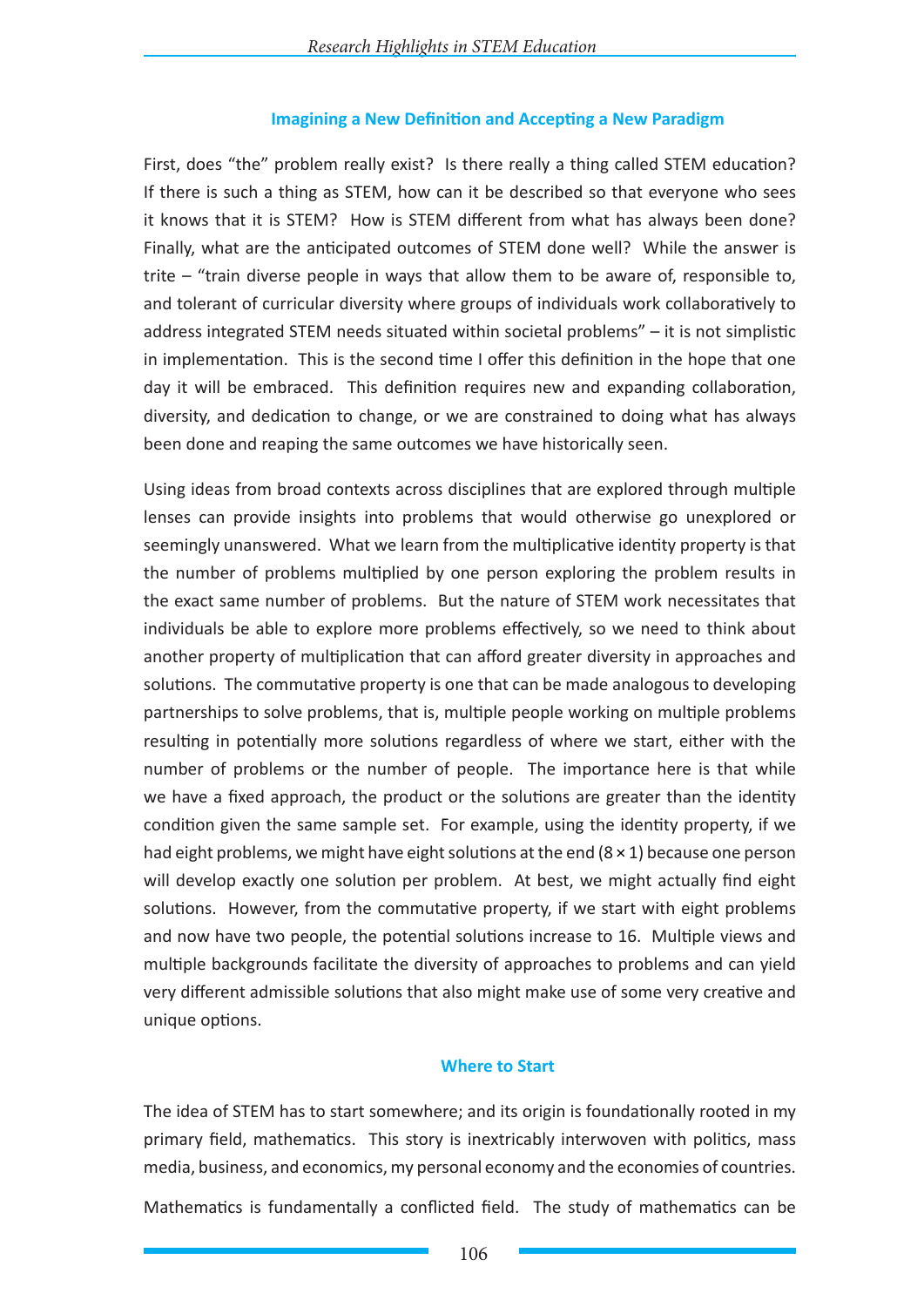### Imagining a New Definition and Accepting a New Paradigm

First, does "the" problem really exist? Is there really a thing called STEM education? If there is such a thing as STEM, how can it be described so that everyone who sees it knows that it is STEM? How is STEM different from what has always been done? Finally, what are the anticipated outcomes of STEM done well? While the answer is trite – "train diverse people in ways that allow them to be aware of, responsible to, and tolerant of curricular diversity where groups of individuals work collaboratively to address integrated STEM needs situated within societal problems" – it is not simplistic in implementation. This is the second time I offer this definition in the hope that one day it will be embraced. This definition requires new and expanding collaboration, diversity, and dedication to change, or we are constrained to doing what has always been done and reaping the same outcomes we have historically seen.

Using ideas from broad contexts across disciplines that are explored through multiple lenses can provide insights into problems that would otherwise go unexplored or seemingly unanswered. What we learn from the multiplicative identity property is that the number of problems multiplied by one person exploring the problem results in the exact same number of problems. But the nature of STEM work necessitates that individuals be able to explore more problems effectively, so we need to think about another property of multiplication that can afford greater diversity in approaches and solutions. The commutative property is one that can be made analogous to developing partnerships to solve problems, that is, multiple people working on multiple problems resulting in potentially more solutions regardless of where we start, either with the number of problems or the number of people. The importance here is that while we have a fixed approach, the product or the solutions are greater than the identity condition given the same sample set. For example, using the identity property, if we had eight problems, we might have eight solutions at the end ($8 \times 1$) because one person will develop exactly one solution per problem. At best, we might actually find eight solutions. However, from the commutative property, if we start with eight problems and now have two people, the potential solutions increase to 16. Multiple views and multiple backgrounds facilitate the diversity of approaches to problems and can yield very different admissible solutions that also might make use of some very creative and unique options.

### Where to Start

The idea of STEM has to start somewhere; and its origin is foundationally rooted in my primary field, mathematics. This story is inextricably interwoven with politics, mass media, business, and economics, my personal economy and the economies of countries.

Mathematics is fundamentally a conflicted field. The study of mathematics can be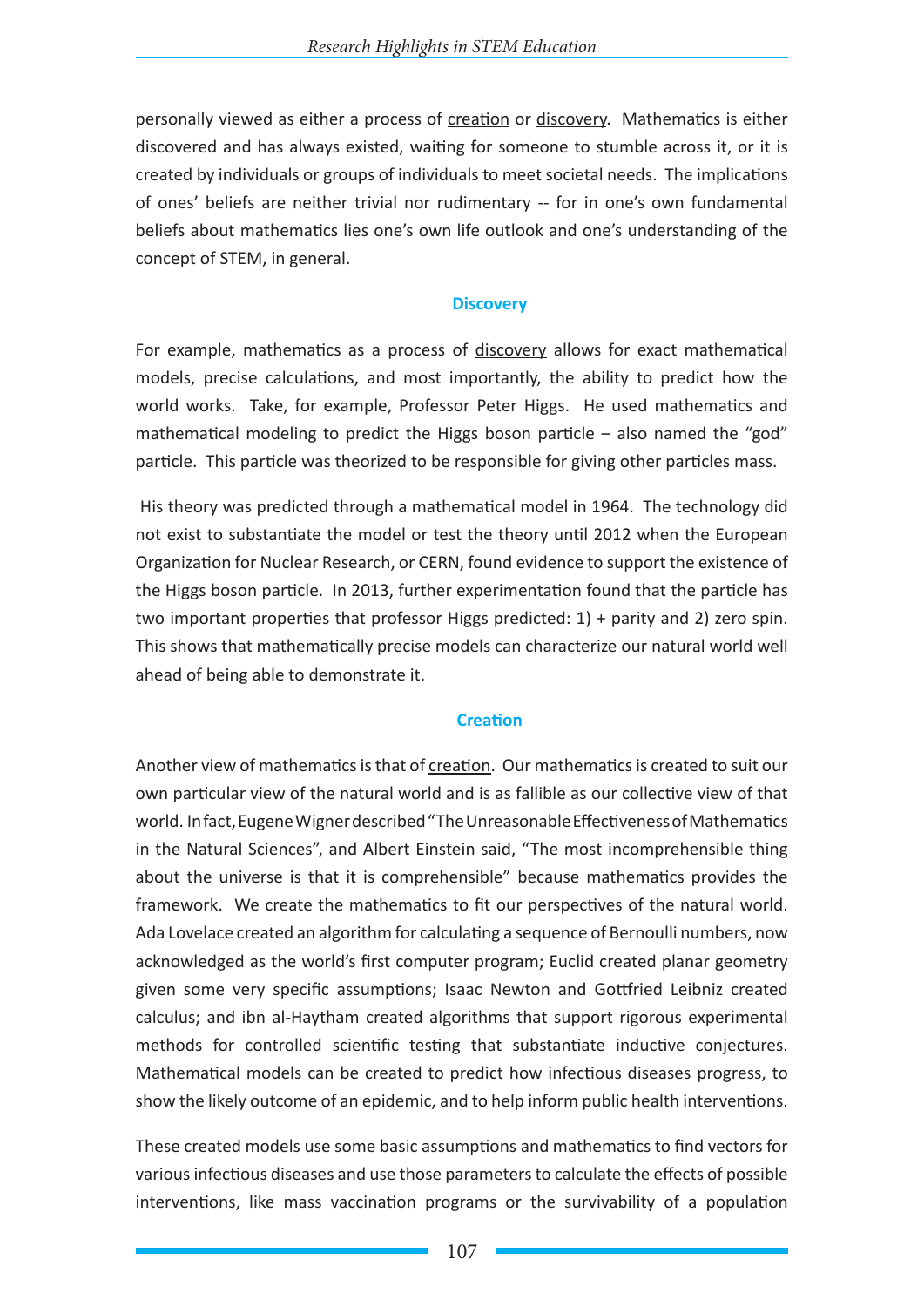personally viewed as either a process of creation or discovery. Mathematics is either discovered and has always existed, waiting for someone to stumble across it, or it is created by individuals or groups of individuals to meet societal needs. The implications of ones' beliefs are neither trivial nor rudimentary -- for in one's own fundamental beliefs about mathematics lies one's own life outlook and one's understanding of the concept of STEM, in general.

### Discovery

For example, mathematics as a process of discovery allows for exact mathematical models, precise calculations, and most importantly, the ability to predict how the world works. Take, for example, Professor Peter Higgs. He used mathematics and mathematical modeling to predict the Higgs boson particle – also named the "god" particle. This particle was theorized to be responsible for giving other particles mass.

His theory was predicted through a mathematical model in 1964. The technology did not exist to substantiate the model or test the theory until 2012 when the European Organization for Nuclear Research, or CERN, found evidence to support the existence of the Higgs boson particle. In 2013, further experimentation found that the particle has two important properties that professor Higgs predicted: 1) + parity and 2) zero spin. This shows that mathematically precise models can characterize our natural world well ahead of being able to demonstrate it.

### Creation

Another view of mathematics is that of creation. Our mathematics is created to suit our own particular view of the natural world and is as fallible as our collective view of that world. In fact, Eugene Wigner described "The Unreasonable Effectiveness of Mathematics in the Natural Sciences", and Albert Einstein said, "The most incomprehensible thing about the universe is that it is comprehensible" because mathematics provides the framework. We create the mathematics to fit our perspectives of the natural world. Ada Lovelace created an algorithm for calculating a sequence of Bernoulli numbers, now acknowledged as the world's first computer program; Euclid created planar geometry given some very specific assumptions; Isaac Newton and Gottfried Leibniz created calculus; and ibn al-Haytham created algorithms that support rigorous experimental methods for controlled scientific testing that substantiate inductive conjectures. Mathematical models can be created to predict how infectious diseases progress, to show the likely outcome of an epidemic, and to help inform public health interventions.

These created models use some basic assumptions and mathematics to find vectors for various infectious diseases and use those parameters to calculate the effects of possible interventions, like mass vaccination programs or the survivability of a population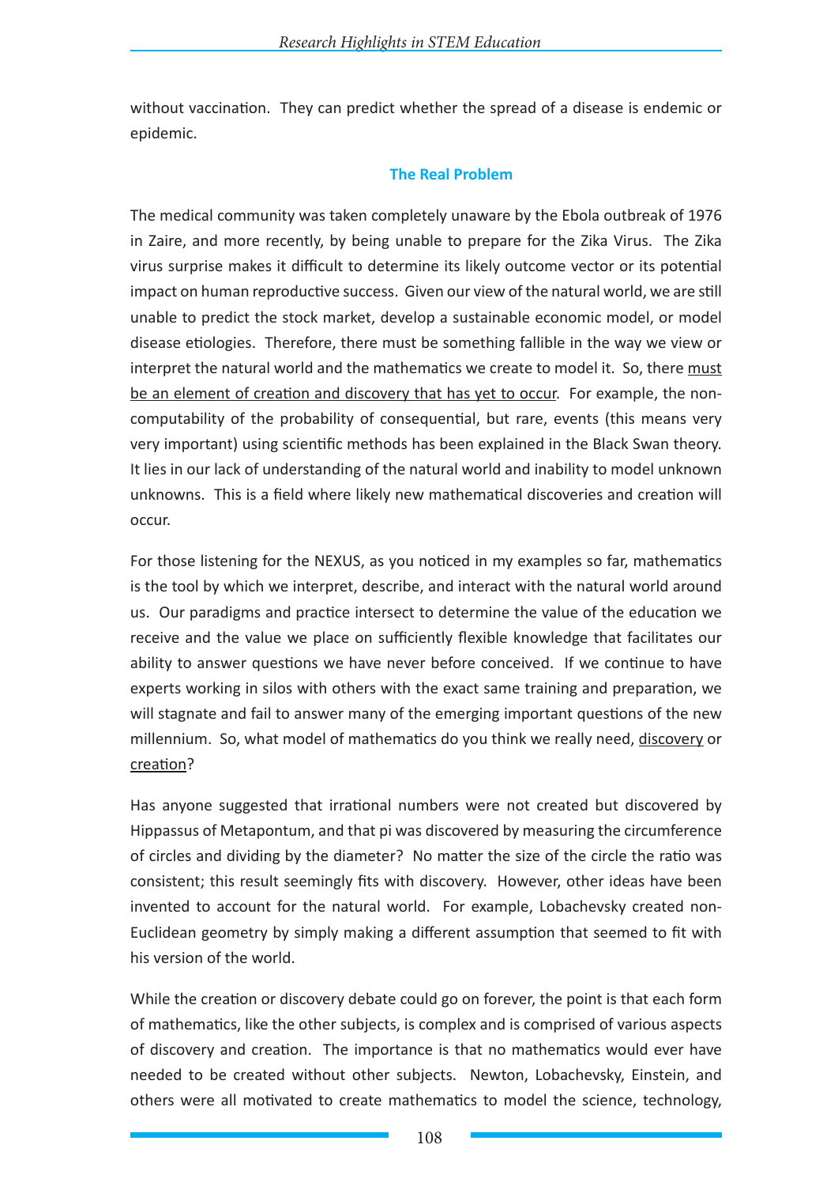without vaccination. They can predict whether the spread of a disease is endemic or epidemic.

## The Real Problem

The medical community was taken completely unaware by the Ebola outbreak of 1976 in Zaire, and more recently, by being unable to prepare for the Zika Virus. The Zika virus surprise makes it difficult to determine its likely outcome vector or its potential impact on human reproductive success. Given our view of the natural world, we are still unable to predict the stock market, develop a sustainable economic model, or model disease etiologies. Therefore, there must be something fallible in the way we view or interpret the natural world and the mathematics we create to model it. So, there <u>must be an element of creation and discovery that has yet to occur</u>. For example, the non-computability of the probability of consequential, but rare, events (this means very very important) using scientific methods has been explained in the Black Swan theory. It lies in our lack of understanding of the natural world and inability to model unknown unknowns. This is a field where likely new mathematical discoveries and creation will occur.

For those listening for the NEXUS, as you noticed in my examples so far, mathematics is the tool by which we interpret, describe, and interact with the natural world around us. Our paradigms and practice intersect to determine the value of the education we receive and the value we place on sufficiently flexible knowledge that facilitates our ability to answer questions we have never before conceived. If we continue to have experts working in silos with others with the exact same training and preparation, we will stagnate and fail to answer many of the emerging important questions of the new millennium. So, what model of mathematics do you think we really need, <u>discovery</u> or <u>creation</u>?

Has anyone suggested that irrational numbers were not created but discovered by Hippassus of Metapontum, and that pi was discovered by measuring the circumference of circles and dividing by the diameter? No matter the size of the circle the ratio was consistent; this result seemingly fits with discovery. However, other ideas have been invented to account for the natural world. For example, Lobachevsky created non-Euclidean geometry by simply making a different assumption that seemed to fit with his version of the world.

While the creation or discovery debate could go on forever, the point is that each form of mathematics, like the other subjects, is complex and is comprised of various aspects of discovery and creation. The importance is that no mathematics would ever have needed to be created without other subjects. Newton, Lobachevsky, Einstein, and others were all motivated to create mathematics to model the science, technology,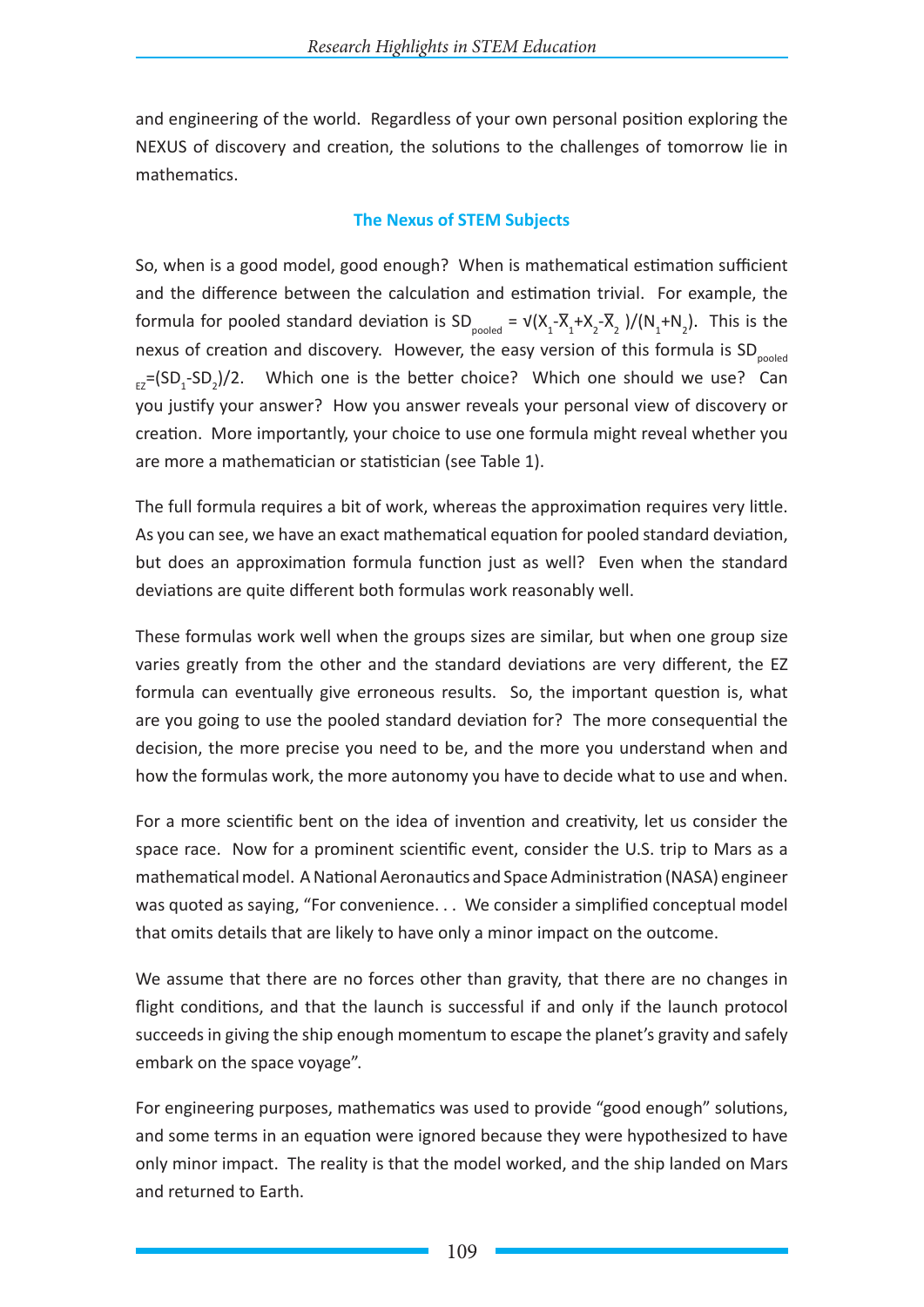and engineering of the world. Regardless of your own personal position exploring the NEXUS of discovery and creation, the solutions to the challenges of tomorrow lie in mathematics.

## The Nexus of STEM Subjects

So, when is a good model, good enough? When is mathematical estimation sufficient and the difference between the calculation and estimation trivial. For example, the formula for pooled standard deviation is $SD_{pooled} = \sqrt{}(X_1\text{-}\bar{X}_1\text{+}X_2\text{-}\bar{X}_2\ )/(N_1\text{+}N_2)$. This is the nexus of creation and discovery. However, the easy version of this formula is $SD_{pooled\ EZ}\text{=}(SD_1\text{-}SD_2)/2$. Which one is the better choice? Which one should we use? Can you justify your answer? How you answer reveals your personal view of discovery or creation. More importantly, your choice to use one formula might reveal whether you are more a mathematician or statistician (see Table 1).

The full formula requires a bit of work, whereas the approximation requires very little. As you can see, we have an exact mathematical equation for pooled standard deviation, but does an approximation formula function just as well? Even when the standard deviations are quite different both formulas work reasonably well.

These formulas work well when the groups sizes are similar, but when one group size varies greatly from the other and the standard deviations are very different, the EZ formula can eventually give erroneous results. So, the important question is, what are you going to use the pooled standard deviation for? The more consequential the decision, the more precise you need to be, and the more you understand when and how the formulas work, the more autonomy you have to decide what to use and when.

For a more scientific bent on the idea of invention and creativity, let us consider the space race. Now for a prominent scientific event, consider the U.S. trip to Mars as a mathematical model. A National Aeronautics and Space Administration (NASA) engineer was quoted as saying, "For convenience. . . We consider a simplified conceptual model that omits details that are likely to have only a minor impact on the outcome.

We assume that there are no forces other than gravity, that there are no changes in flight conditions, and that the launch is successful if and only if the launch protocol succeeds in giving the ship enough momentum to escape the planet's gravity and safely embark on the space voyage".

For engineering purposes, mathematics was used to provide "good enough" solutions, and some terms in an equation were ignored because they were hypothesized to have only minor impact. The reality is that the model worked, and the ship landed on Mars and returned to Earth.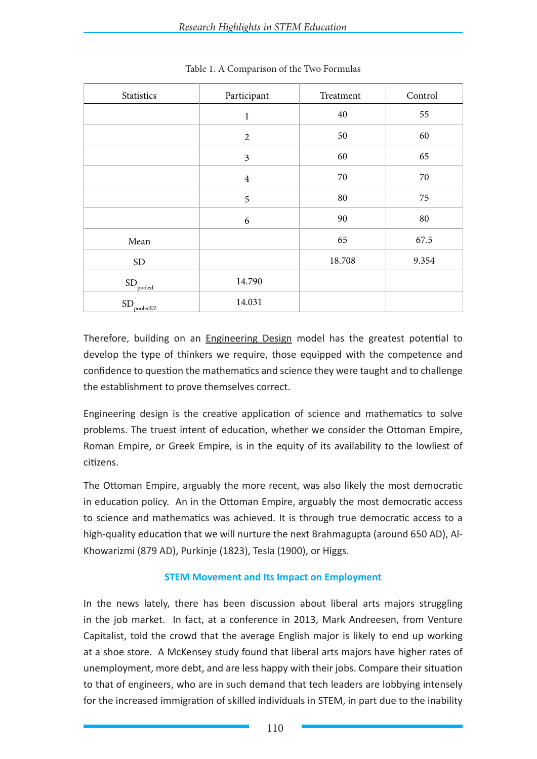Table 1. A Comparison of the Two Formulas

| Statistics | Participant | Treatment | Control |
|---|---|---|---|
| | 1 | 40 | 55 |
| | 2 | 50 | 60 |
| | 3 | 60 | 65 |
| | 4 | 70 | 70 |
| | 5 | 80 | 75 |
| | 6 | 90 | 80 |
| Mean | | 65 | 67.5 |
| SD | | 18.708 | 9.354 |
| $SD_{pooled}$ | 14.790 | | |
| $SD_{pooledEZ}$ | 14.031 | | |

Therefore, building on an Engineering Design model has the greatest potential to develop the type of thinkers we require, those equipped with the competence and confidence to question the mathematics and science they were taught and to challenge the establishment to prove themselves correct.

Engineering design is the creative application of science and mathematics to solve problems. The truest intent of education, whether we consider the Ottoman Empire, Roman Empire, or Greek Empire, is in the equity of its availability to the lowliest of citizens.

The Ottoman Empire, arguably the more recent, was also likely the most democratic in education policy. An in the Ottoman Empire, arguably the most democratic access to science and mathematics was achieved. It is through true democratic access to a high-quality education that we will nurture the next Brahmagupta (around 650 AD), Al-Khowarizmi (879 AD), Purkinje (1823), Tesla (1900), or Higgs.

### STEM Movement and Its Impact on Employment

In the news lately, there has been discussion about liberal arts majors struggling in the job market. In fact, at a conference in 2013, Mark Andreesen, from Venture Capitalist, told the crowd that the average English major is likely to end up working at a shoe store. A McKensey study found that liberal arts majors have higher rates of unemployment, more debt, and are less happy with their jobs. Compare their situation to that of engineers, who are in such demand that tech leaders are lobbying intensely for the increased immigration of skilled individuals in STEM, in part due to the inability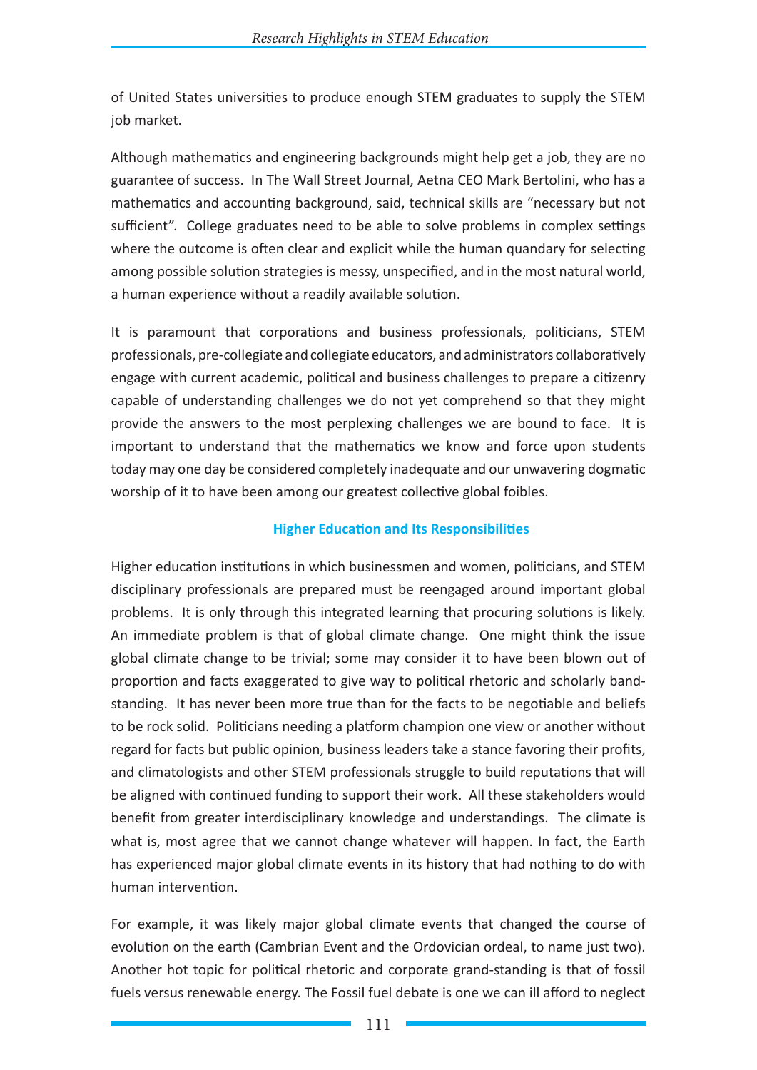of United States universities to produce enough STEM graduates to supply the STEM job market.

Although mathematics and engineering backgrounds might help get a job, they are no guarantee of success. In The Wall Street Journal, Aetna CEO Mark Bertolini, who has a mathematics and accounting background, said, technical skills are "necessary but not sufficient". College graduates need to be able to solve problems in complex settings where the outcome is often clear and explicit while the human quandary for selecting among possible solution strategies is messy, unspecified, and in the most natural world, a human experience without a readily available solution.

It is paramount that corporations and business professionals, politicians, STEM professionals, pre-collegiate and collegiate educators, and administrators collaboratively engage with current academic, political and business challenges to prepare a citizenry capable of understanding challenges we do not yet comprehend so that they might provide the answers to the most perplexing challenges we are bound to face. It is important to understand that the mathematics we know and force upon students today may one day be considered completely inadequate and our unwavering dogmatic worship of it to have been among our greatest collective global foibles.

## Higher Education and Its Responsibilities

Higher education institutions in which businessmen and women, politicians, and STEM disciplinary professionals are prepared must be reengaged around important global problems. It is only through this integrated learning that procuring solutions is likely. An immediate problem is that of global climate change. One might think the issue global climate change to be trivial; some may consider it to have been blown out of proportion and facts exaggerated to give way to political rhetoric and scholarly band-standing. It has never been more true than for the facts to be negotiable and beliefs to be rock solid. Politicians needing a platform champion one view or another without regard for facts but public opinion, business leaders take a stance favoring their profits, and climatologists and other STEM professionals struggle to build reputations that will be aligned with continued funding to support their work. All these stakeholders would benefit from greater interdisciplinary knowledge and understandings. The climate is what is, most agree that we cannot change whatever will happen. In fact, the Earth has experienced major global climate events in its history that had nothing to do with human intervention.

For example, it was likely major global climate events that changed the course of evolution on the earth (Cambrian Event and the Ordovician ordeal, to name just two). Another hot topic for political rhetoric and corporate grand-standing is that of fossil fuels versus renewable energy. The Fossil fuel debate is one we can ill afford to neglect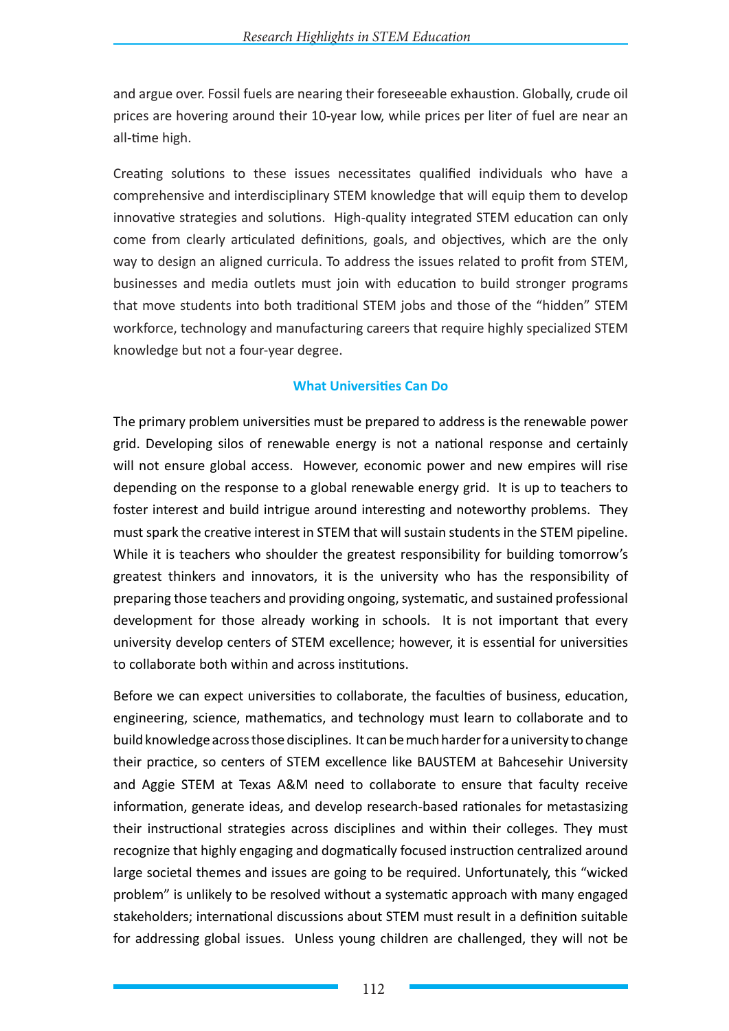and argue over. Fossil fuels are nearing their foreseeable exhaustion. Globally, crude oil prices are hovering around their 10-year low, while prices per liter of fuel are near an all-time high.

Creating solutions to these issues necessitates qualified individuals who have a comprehensive and interdisciplinary STEM knowledge that will equip them to develop innovative strategies and solutions. High-quality integrated STEM education can only come from clearly articulated definitions, goals, and objectives, which are the only way to design an aligned curricula. To address the issues related to profit from STEM, businesses and media outlets must join with education to build stronger programs that move students into both traditional STEM jobs and those of the "hidden" STEM workforce, technology and manufacturing careers that require highly specialized STEM knowledge but not a four-year degree.

### What Universities Can Do

The primary problem universities must be prepared to address is the renewable power grid. Developing silos of renewable energy is not a national response and certainly will not ensure global access. However, economic power and new empires will rise depending on the response to a global renewable energy grid. It is up to teachers to foster interest and build intrigue around interesting and noteworthy problems. They must spark the creative interest in STEM that will sustain students in the STEM pipeline. While it is teachers who shoulder the greatest responsibility for building tomorrow's greatest thinkers and innovators, it is the university who has the responsibility of preparing those teachers and providing ongoing, systematic, and sustained professional development for those already working in schools. It is not important that every university develop centers of STEM excellence; however, it is essential for universities to collaborate both within and across institutions.

Before we can expect universities to collaborate, the faculties of business, education, engineering, science, mathematics, and technology must learn to collaborate and to build knowledge across those disciplines. It can be much harder for a university to change their practice, so centers of STEM excellence like BAUSTEM at Bahcesehir University and Aggie STEM at Texas A&M need to collaborate to ensure that faculty receive information, generate ideas, and develop research-based rationales for metastasizing their instructional strategies across disciplines and within their colleges. They must recognize that highly engaging and dogmatically focused instruction centralized around large societal themes and issues are going to be required. Unfortunately, this "wicked problem" is unlikely to be resolved without a systematic approach with many engaged stakeholders; international discussions about STEM must result in a definition suitable for addressing global issues. Unless young children are challenged, they will not be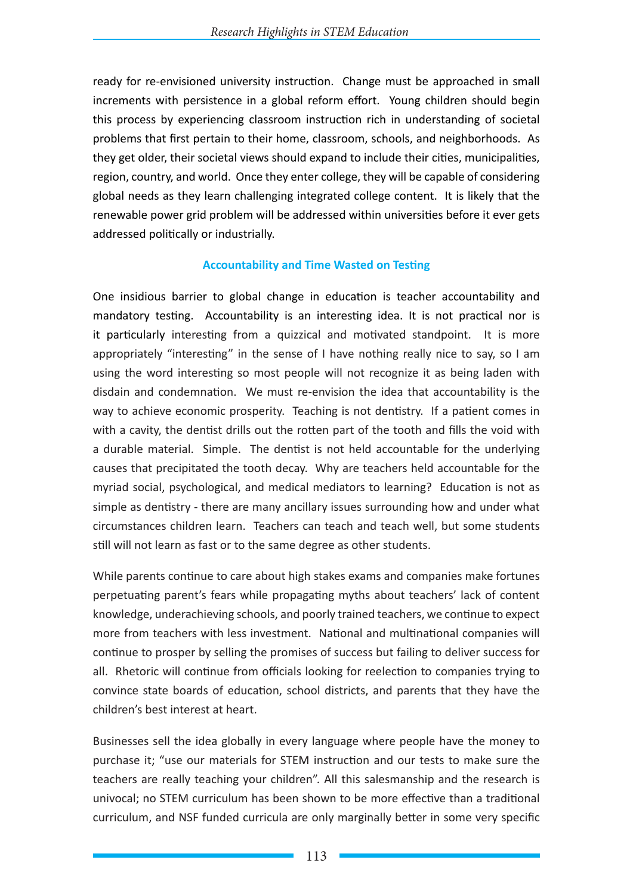ready for re-envisioned university instruction. Change must be approached in small increments with persistence in a global reform effort. Young children should begin this process by experiencing classroom instruction rich in understanding of societal problems that first pertain to their home, classroom, schools, and neighborhoods. As they get older, their societal views should expand to include their cities, municipalities, region, country, and world. Once they enter college, they will be capable of considering global needs as they learn challenging integrated college content. It is likely that the renewable power grid problem will be addressed within universities before it ever gets addressed politically or industrially.

### Accountability and Time Wasted on Testing

One insidious barrier to global change in education is teacher accountability and mandatory testing. Accountability is an interesting idea. It is not practical nor is it particularly interesting from a quizzical and motivated standpoint. It is more appropriately "interesting" in the sense of I have nothing really nice to say, so I am using the word interesting so most people will not recognize it as being laden with disdain and condemnation. We must re-envision the idea that accountability is the way to achieve economic prosperity. Teaching is not dentistry. If a patient comes in with a cavity, the dentist drills out the rotten part of the tooth and fills the void with a durable material. Simple. The dentist is not held accountable for the underlying causes that precipitated the tooth decay. Why are teachers held accountable for the myriad social, psychological, and medical mediators to learning? Education is not as simple as dentistry - there are many ancillary issues surrounding how and under what circumstances children learn. Teachers can teach and teach well, but some students still will not learn as fast or to the same degree as other students.

While parents continue to care about high stakes exams and companies make fortunes perpetuating parent's fears while propagating myths about teachers' lack of content knowledge, underachieving schools, and poorly trained teachers, we continue to expect more from teachers with less investment. National and multinational companies will continue to prosper by selling the promises of success but failing to deliver success for all. Rhetoric will continue from officials looking for reelection to companies trying to convince state boards of education, school districts, and parents that they have the children's best interest at heart.

Businesses sell the idea globally in every language where people have the money to purchase it; "use our materials for STEM instruction and our tests to make sure the teachers are really teaching your children". All this salesmanship and the research is univocal; no STEM curriculum has been shown to be more effective than a traditional curriculum, and NSF funded curricula are only marginally better in some very specific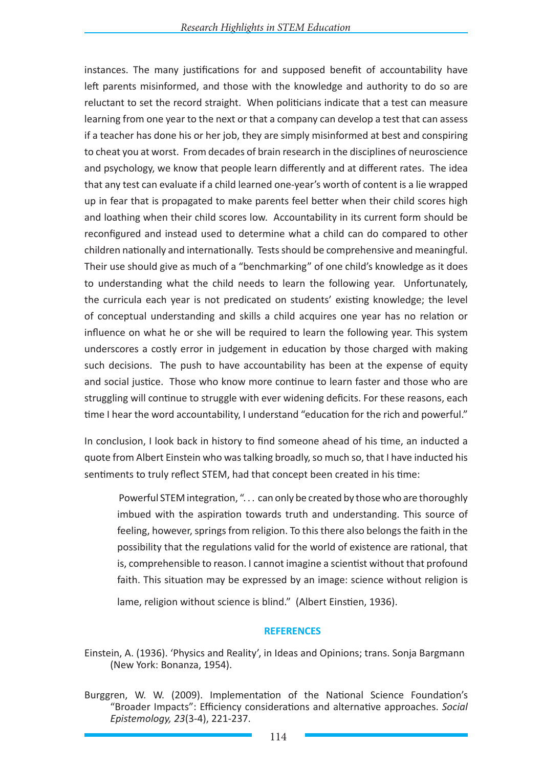instances. The many justifications for and supposed benefit of accountability have left parents misinformed, and those with the knowledge and authority to do so are reluctant to set the record straight. When politicians indicate that a test can measure learning from one year to the next or that a company can develop a test that can assess if a teacher has done his or her job, they are simply misinformed at best and conspiring to cheat you at worst. From decades of brain research in the disciplines of neuroscience and psychology, we know that people learn differently and at different rates. The idea that any test can evaluate if a child learned one-year's worth of content is a lie wrapped up in fear that is propagated to make parents feel better when their child scores high and loathing when their child scores low. Accountability in its current form should be reconfigured and instead used to determine what a child can do compared to other children nationally and internationally. Tests should be comprehensive and meaningful. Their use should give as much of a "benchmarking" of one child's knowledge as it does to understanding what the child needs to learn the following year. Unfortunately, the curricula each year is not predicated on students' existing knowledge; the level of conceptual understanding and skills a child acquires one year has no relation or influence on what he or she will be required to learn the following year. This system underscores a costly error in judgement in education by those charged with making such decisions. The push to have accountability has been at the expense of equity and social justice. Those who know more continue to learn faster and those who are struggling will continue to struggle with ever widening deficits. For these reasons, each time I hear the word accountability, I understand "education for the rich and powerful."

In conclusion, I look back in history to find someone ahead of his time, an inducted a quote from Albert Einstein who was talking broadly, so much so, that I have inducted his sentiments to truly reflect STEM, had that concept been created in his time:

> Powerful STEM integration, ". . . can only be created by those who are thoroughly imbued with the aspiration towards truth and understanding. This source of feeling, however, springs from religion. To this there also belongs the faith in the possibility that the regulations valid for the world of existence are rational, that is, comprehensible to reason. I cannot imagine a scientist without that profound faith. This situation may be expressed by an image: science without religion is lame, religion without science is blind." (Albert Einstien, 1936).

## REFERENCES

Einstein, A. (1936). 'Physics and Reality', in Ideas and Opinions; trans. Sonja Bargmann (New York: Bonanza, 1954).

Burggren, W. W. (2009). Implementation of the National Science Foundation's "Broader Impacts": Efficiency considerations and alternative approaches. *Social Epistemology, 23*(3-4), 221-237.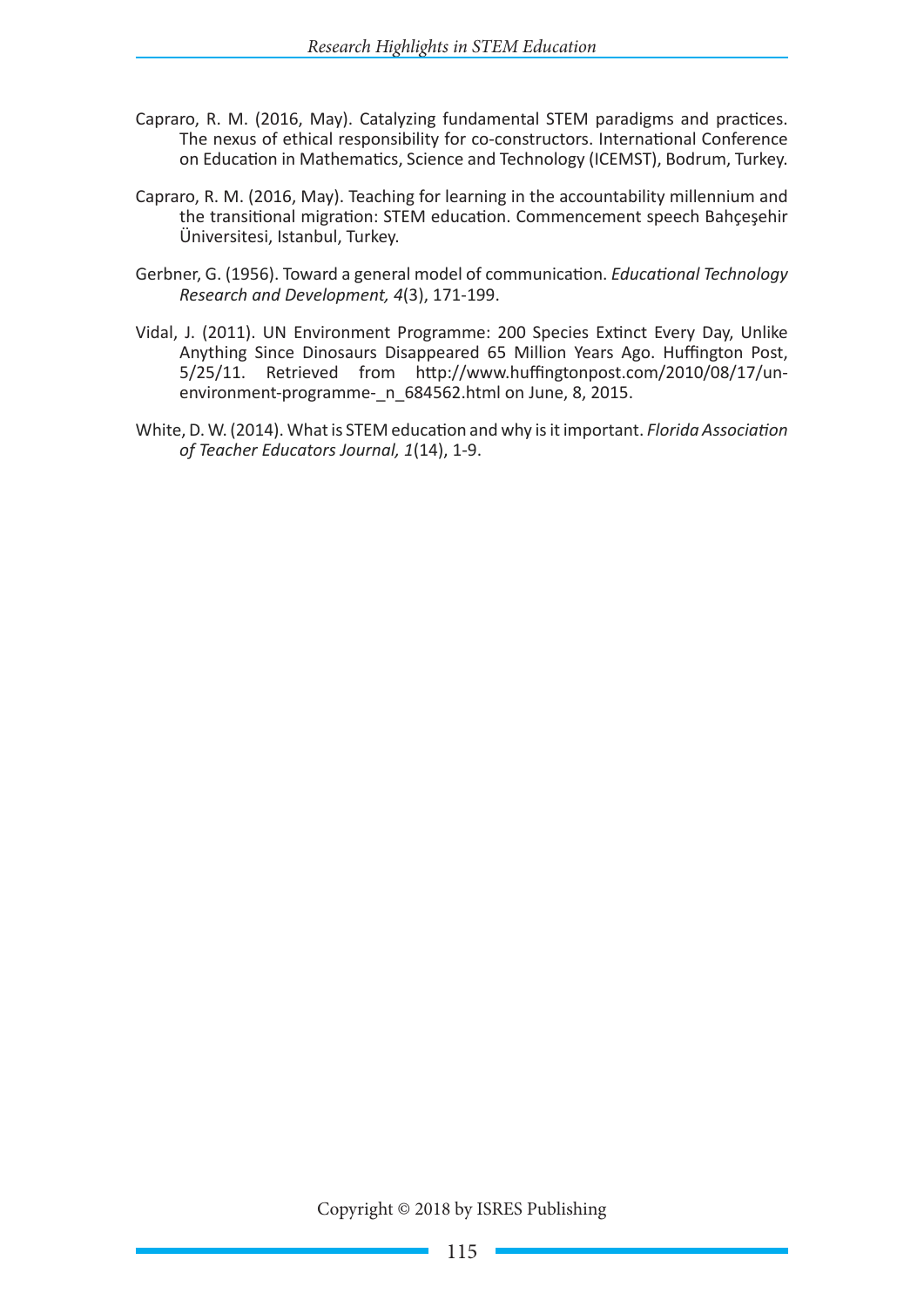Capraro, R. M. (2016, May). Catalyzing fundamental STEM paradigms and practices. The nexus of ethical responsibility for co-constructors. International Conference on Education in Mathematics, Science and Technology (ICEMST), Bodrum, Turkey.

Capraro, R. M. (2016, May). Teaching for learning in the accountability millennium and the transitional migration: STEM education. Commencement speech Bahçeşehir Üniversitesi, Istanbul, Turkey.

Gerbner, G. (1956). Toward a general model of communication. *Educational Technology Research and Development, 4*(3), 171-199.

Vidal, J. (2011). UN Environment Programme: 200 Species Extinct Every Day, Unlike Anything Since Dinosaurs Disappeared 65 Million Years Ago. Huffington Post, 5/25/11. Retrieved from http://www.huffingtonpost.com/2010/08/17/un-environment-programme-_n_684562.html on June, 8, 2015.

White, D. W. (2014). What is STEM education and why is it important. *Florida Association of Teacher Educators Journal, 1*(14), 1-9.

Copyright © 2018 by ISRES Publishing